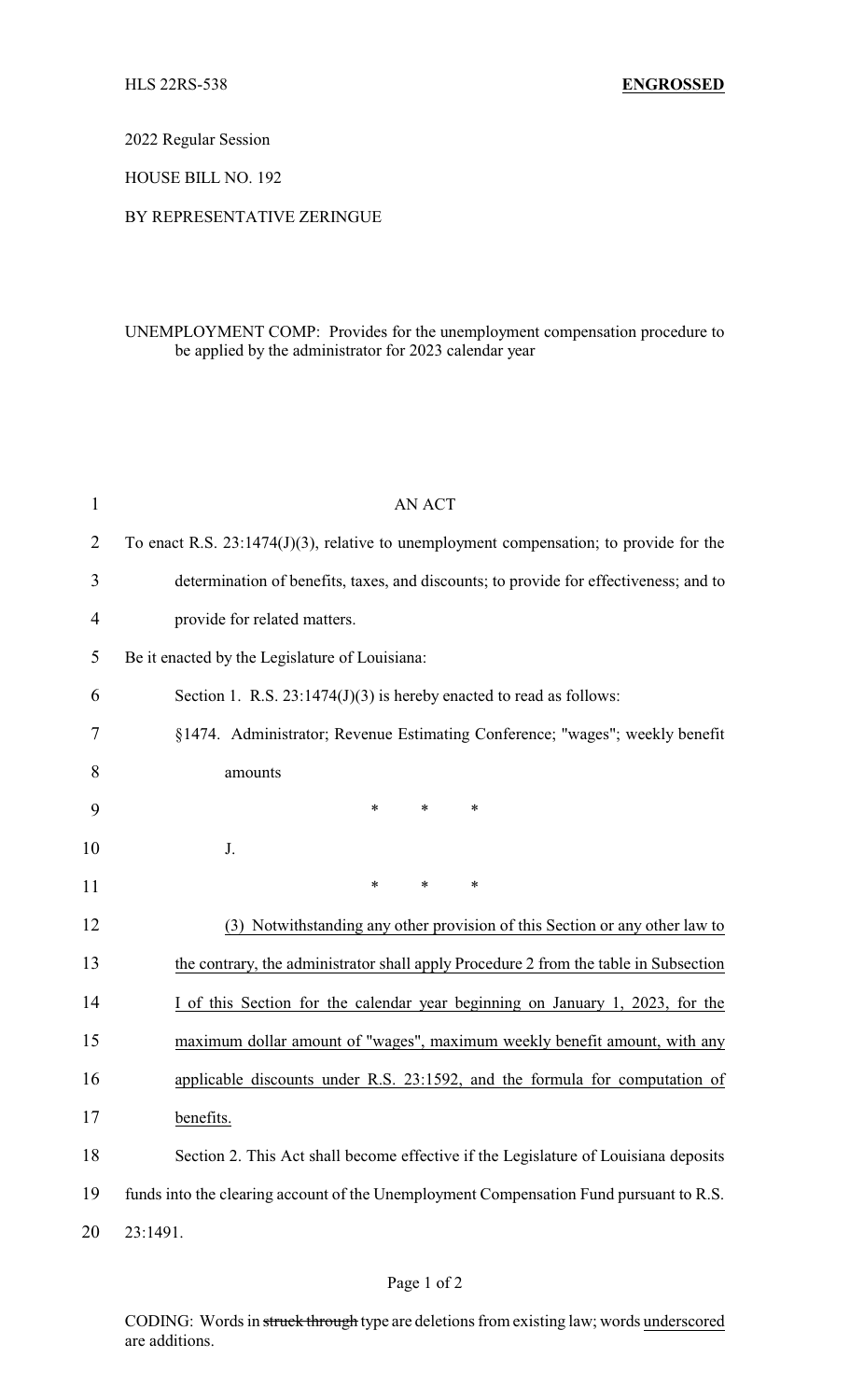HLS 22RS-538 **ENGROSSED**

2022 Regular Session

HOUSE BILL NO. 192

BY REPRESENTATIVE ZERINGUE

UNEMPLOYMENT COMP: Provides for the unemployment compensation procedure to be applied by the administrator for 2023 calendar year

AN ACT

To enact R.S. 23:1474(J)(3), relative to unemployment compensation; to provide for the determination of benefits, taxes, and discounts; to provide for effectiveness; and to provide for related matters.

Be it enacted by the Legislature of Louisiana:

Section 1. R.S. 23:1474(J)(3) is hereby enacted to read as follows:

§1474. Administrator; Revenue Estimating Conference; "wages"; weekly benefit amounts

\* \* \*

J.

\* \* \*

<u>(3) Notwithstanding any other provision of this Section or any other law to the contrary, the administrator shall apply Procedure 2 from the table in Subsection I of this Section for the calendar year beginning on January 1, 2023, for the maximum dollar amount of "wages", maximum weekly benefit amount, with any applicable discounts under R.S. 23:1592, and the formula for computation of benefits.</u>

Section 2. This Act shall become effective if the Legislature of Louisiana deposits funds into the clearing account of the Unemployment Compensation Fund pursuant to R.S. 23:1491.

CODING: Words in ~~struck through~~ type are deletions from existing law; words <u>underscored</u> are additions.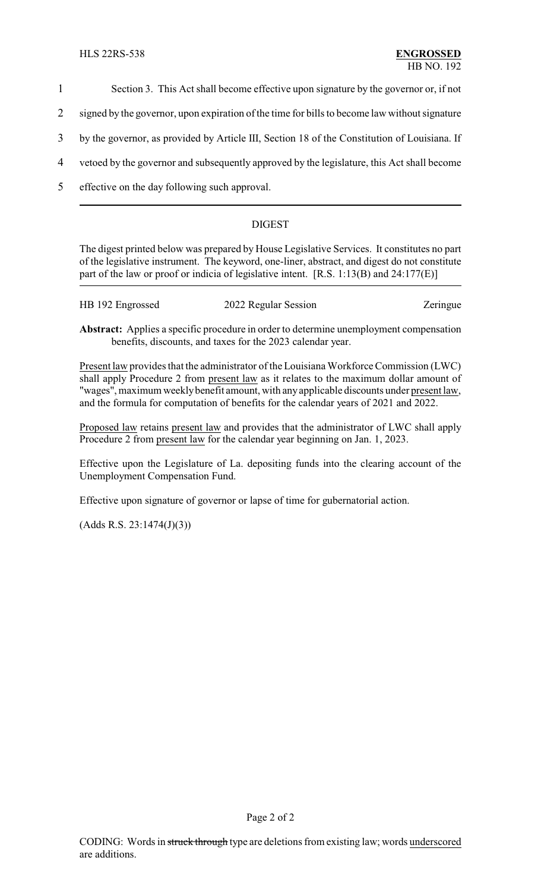Section 3. This Act shall become effective upon signature by the governor or, if not signed by the governor, upon expiration of the time for bills to become law without signature by the governor, as provided by Article III, Section 18 of the Constitution of Louisiana. If vetoed by the governor and subsequently approved by the legislature, this Act shall become effective on the day following such approval.

---

## DIGEST

The digest printed below was prepared by House Legislative Services. It constitutes no part of the legislative instrument. The keyword, one-liner, abstract, and digest do not constitute part of the law or proof or indicia of legislative intent. [R.S. 1:13(B) and 24:177(E)]

---

HB 192 Engrossed — 2022 Regular Session — Zeringue

**Abstract:** Applies a specific procedure in order to determine unemployment compensation benefits, discounts, and taxes for the 2023 calendar year.

Present law provides that the administrator of the Louisiana Workforce Commission (LWC) shall apply Procedure 2 from present law as it relates to the maximum dollar amount of "wages", maximum weekly benefit amount, with any applicable discounts under present law, and the formula for computation of benefits for the calendar years of 2021 and 2022.

Proposed law retains present law and provides that the administrator of LWC shall apply Procedure 2 from present law for the calendar year beginning on Jan. 1, 2023.

Effective upon the Legislature of La. depositing funds into the clearing account of the Unemployment Compensation Fund.

Effective upon signature of governor or lapse of time for gubernatorial action.

(Adds R.S. 23:1474(J)(3))

CODING: Words in ~~struck through~~ type are deletions from existing law; words underscored are additions.